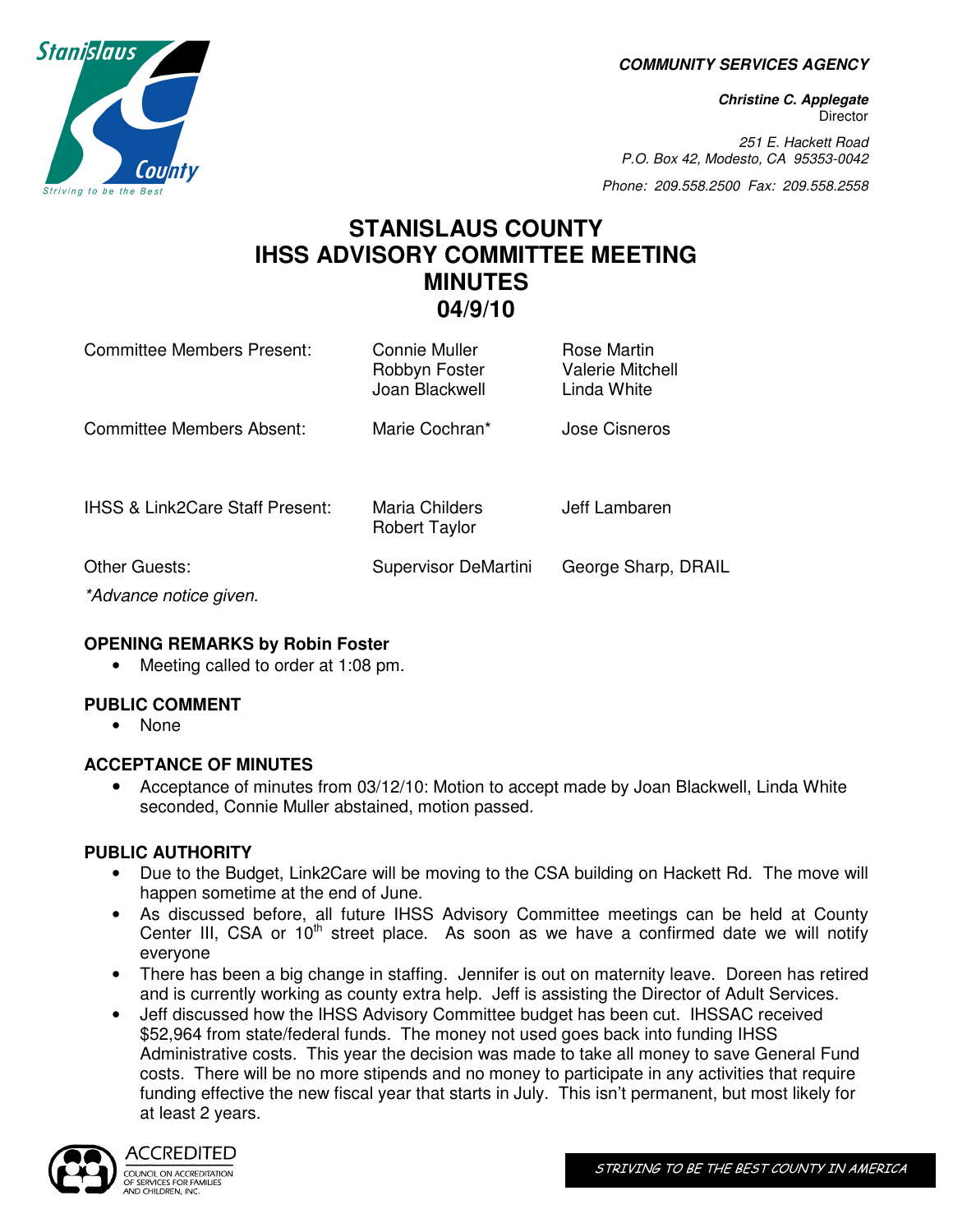**COMMUNITY SERVICES AGENCY**

***Christine C. Applegate***
Director

*251 E. Hackett Road*
*P.O. Box 42, Modesto, CA 95353-0042*

*Phone: 209.558.2500 Fax: 209.558.2558*

# STANISLAUS COUNTY
# IHSS ADVISORY COMMITTEE MEETING
# MINUTES
# 04/9/10

| | | |
|---|---|---|
| Committee Members Present: | Connie Muller<br>Robbyn Foster<br>Joan Blackwell | Rose Martin<br>Valerie Mitchell<br>Linda White |
| Committee Members Absent: | Marie Cochran* | Jose Cisneros |
| IHSS & Link2Care Staff Present: | Maria Childers<br>Robert Taylor | Jeff Lambaren |
| Other Guests: | Supervisor DeMartini | George Sharp, DRAIL |

*\*Advance notice given.*

**OPENING REMARKS by Robin Foster**
- Meeting called to order at 1:08 pm.

**PUBLIC COMMENT**
- None

**ACCEPTANCE OF MINUTES**
- Acceptance of minutes from 03/12/10: Motion to accept made by Joan Blackwell, Linda White seconded, Connie Muller abstained, motion passed.

**PUBLIC AUTHORITY**
- Due to the Budget, Link2Care will be moving to the CSA building on Hackett Rd. The move will happen sometime at the end of June.
- As discussed before, all future IHSS Advisory Committee meetings can be held at County Center III, CSA or 10th street place. As soon as we have a confirmed date we will notify everyone
- There has been a big change in staffing. Jennifer is out on maternity leave. Doreen has retired and is currently working as county extra help. Jeff is assisting the Director of Adult Services.
- Jeff discussed how the IHSS Advisory Committee budget has been cut. IHSSAC received $52,964 from state/federal funds. The money not used goes back into funding IHSS Administrative costs. This year the decision was made to take all money to save General Fund costs. There will be no more stipends and no money to participate in any activities that require funding effective the new fiscal year that starts in July. This isn't permanent, but most likely for at least 2 years.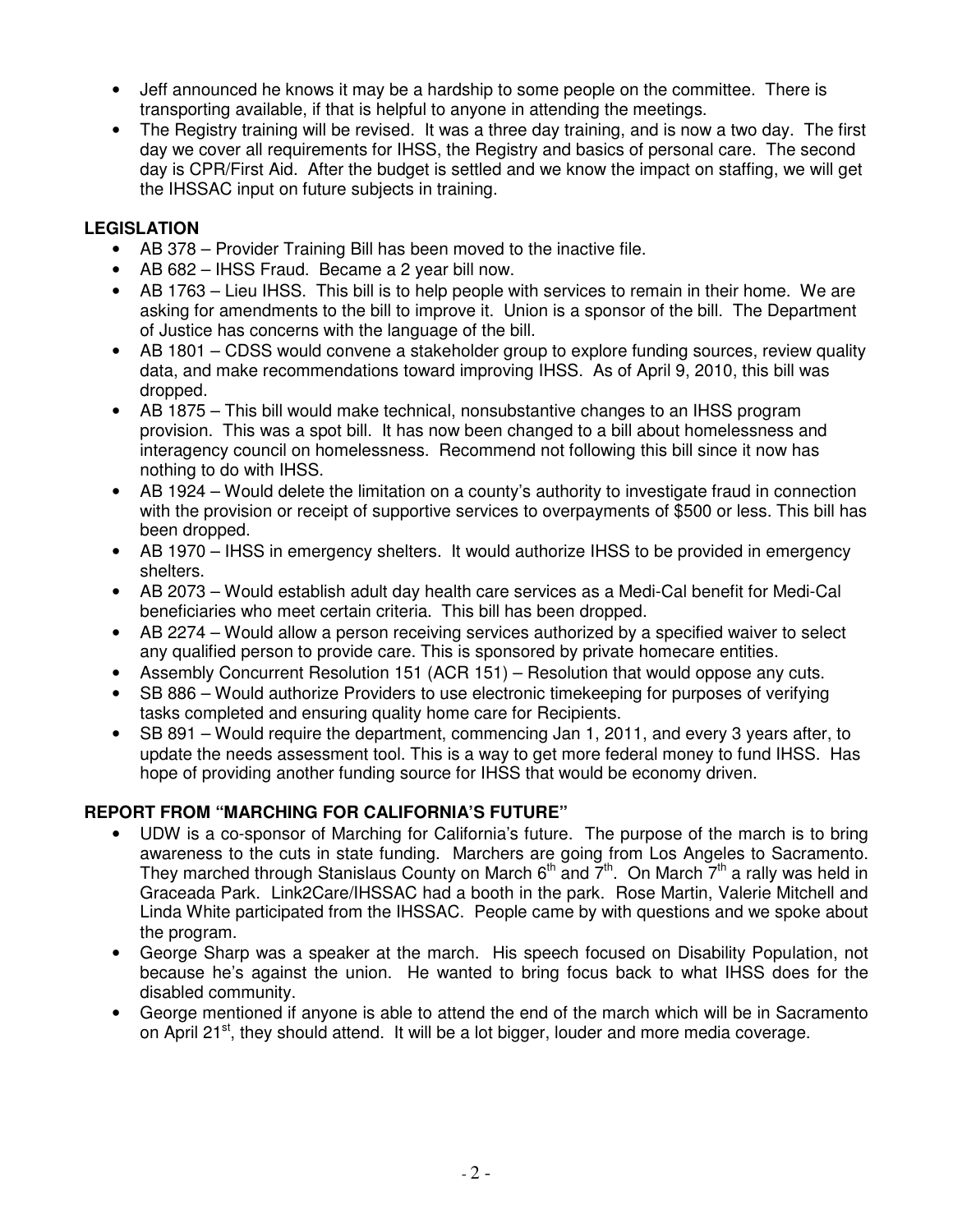- Jeff announced he knows it may be a hardship to some people on the committee. There is transporting available, if that is helpful to anyone in attending the meetings.
- The Registry training will be revised. It was a three day training, and is now a two day. The first day we cover all requirements for IHSS, the Registry and basics of personal care. The second day is CPR/First Aid. After the budget is settled and we know the impact on staffing, we will get the IHSSAC input on future subjects in training.

**LEGISLATION**

- AB 378 – Provider Training Bill has been moved to the inactive file.
- AB 682 – IHSS Fraud. Became a 2 year bill now.
- AB 1763 – Lieu IHSS. This bill is to help people with services to remain in their home. We are asking for amendments to the bill to improve it. Union is a sponsor of the bill. The Department of Justice has concerns with the language of the bill.
- AB 1801 – CDSS would convene a stakeholder group to explore funding sources, review quality data, and make recommendations toward improving IHSS. As of April 9, 2010, this bill was dropped.
- AB 1875 – This bill would make technical, nonsubstantive changes to an IHSS program provision. This was a spot bill. It has now been changed to a bill about homelessness and interagency council on homelessness. Recommend not following this bill since it now has nothing to do with IHSS.
- AB 1924 – Would delete the limitation on a county's authority to investigate fraud in connection with the provision or receipt of supportive services to overpayments of $500 or less. This bill has been dropped.
- AB 1970 – IHSS in emergency shelters. It would authorize IHSS to be provided in emergency shelters.
- AB 2073 – Would establish adult day health care services as a Medi-Cal benefit for Medi-Cal beneficiaries who meet certain criteria. This bill has been dropped.
- AB 2274 – Would allow a person receiving services authorized by a specified waiver to select any qualified person to provide care. This is sponsored by private homecare entities.
- Assembly Concurrent Resolution 151 (ACR 151) – Resolution that would oppose any cuts.
- SB 886 – Would authorize Providers to use electronic timekeeping for purposes of verifying tasks completed and ensuring quality home care for Recipients.
- SB 891 – Would require the department, commencing Jan 1, 2011, and every 3 years after, to update the needs assessment tool. This is a way to get more federal money to fund IHSS. Has hope of providing another funding source for IHSS that would be economy driven.

**REPORT FROM "MARCHING FOR CALIFORNIA'S FUTURE"**

- UDW is a co-sponsor of Marching for California's future. The purpose of the march is to bring awareness to the cuts in state funding. Marchers are going from Los Angeles to Sacramento. They marched through Stanislaus County on March 6th and 7th. On March 7th a rally was held in Graceada Park. Link2Care/IHSSAC had a booth in the park. Rose Martin, Valerie Mitchell and Linda White participated from the IHSSAC. People came by with questions and we spoke about the program.
- George Sharp was a speaker at the march. His speech focused on Disability Population, not because he's against the union. He wanted to bring focus back to what IHSS does for the disabled community.
- George mentioned if anyone is able to attend the end of the march which will be in Sacramento on April 21st, they should attend. It will be a lot bigger, louder and more media coverage.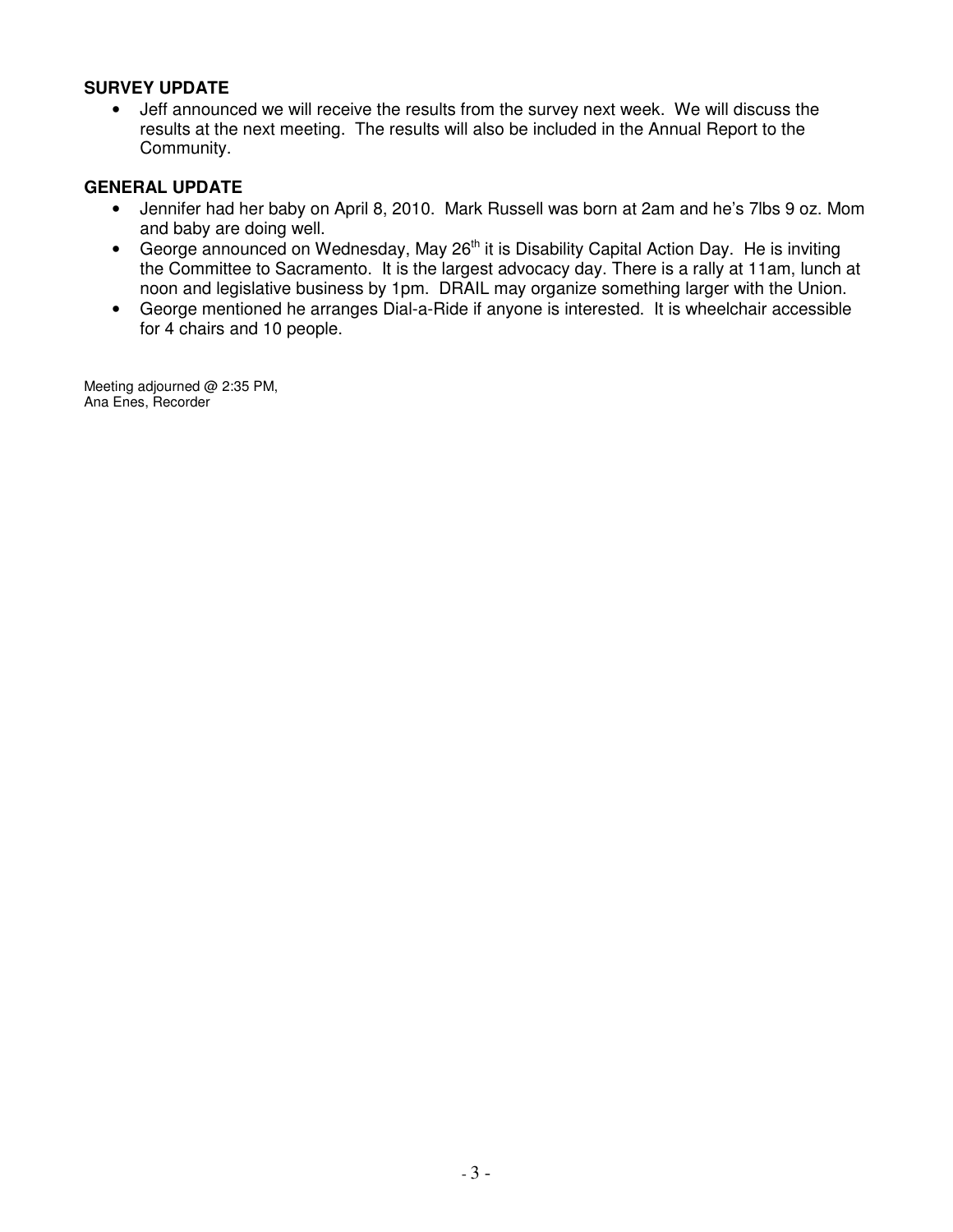**SURVEY UPDATE**

- Jeff announced we will receive the results from the survey next week. We will discuss the results at the next meeting. The results will also be included in the Annual Report to the Community.

**GENERAL UPDATE**

- Jennifer had her baby on April 8, 2010. Mark Russell was born at 2am and he's 7lbs 9 oz. Mom and baby are doing well.
- George announced on Wednesday, May 26th it is Disability Capital Action Day. He is inviting the Committee to Sacramento. It is the largest advocacy day. There is a rally at 11am, lunch at noon and legislative business by 1pm. DRAIL may organize something larger with the Union.
- George mentioned he arranges Dial-a-Ride if anyone is interested. It is wheelchair accessible for 4 chairs and 10 people.

Meeting adjourned @ 2:35 PM,
Ana Enes, Recorder